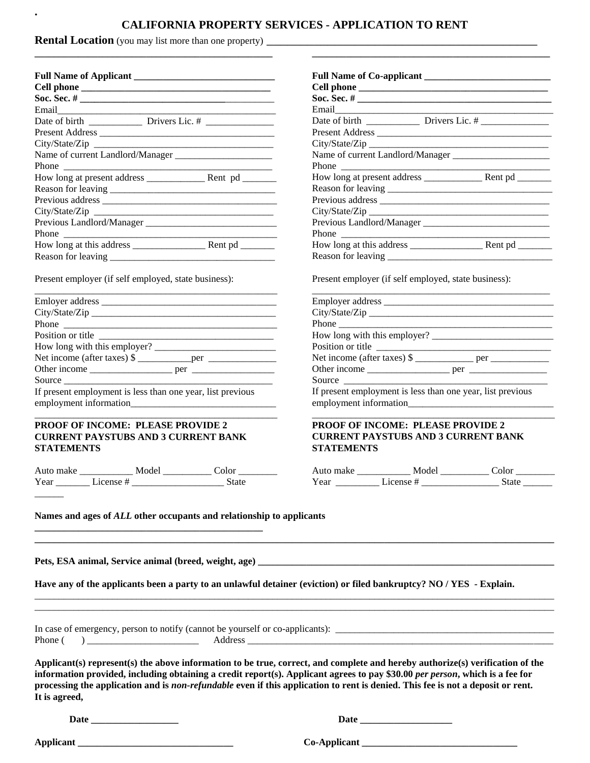# CALIFORNIA PROPERTY SERVICES - APPLICATION TO RENT

**Rental Location** (you may list more than one property) ______________________________________________

______________________________________________ ______________________________________________

**Full Name of Applicant** ______________________________
**Cell phone** ______________________________
**Soc. Sec. #** ______________________________
Email______________________________
Date of birth ___________ Drivers Lic. # ______________
Present Address ______________________________
City/State/Zip ______________________________
Name of current Landlord/Manager ____________________
Phone ______________________________
How long at present address ____________ Rent pd _______
Reason for leaving ______________________________
Previous address ______________________________
City/State/Zip ______________________________
Previous Landlord/Manager ___________________________
Phone ______________________________
How long at this address _______________ Rent pd _______
Reason for leaving ______________________________

Present employer (if self employed, state business):
______________________________
Emloyer address ______________________________
City/State/Zip ______________________________
Phone ______________________________
Position or title ______________________________
How long with this employer? __________________________
Net income (after taxes) $ ___________per ______________
Other income _________________ per _________________
Source ______________________________
If present employment is less than one year, list previous employment information______________________________
______________________________

**PROOF OF INCOME: PLEASE PROVIDE 2 CURRENT PAYSTUBS AND 3 CURRENT BANK STATEMENTS**

Auto make ___________ Model __________ Color ________
Year _______ License # ___________________ State ______

**Full Name of Co-applicant** __________________________
**Cell phone** ______________________________
**Soc. Sec. #** ______________________________
Email______________________________
Date of birth ___________ Drivers Lic. # ______________
Present Address ______________________________
City/State/Zip ______________________________
Name of current Landlord/Manager ____________________
Phone ______________________________
How long at present address ____________ Rent pd _______
Reason for leaving ______________________________
Previous address ______________________________
City/State/Zip ______________________________
Previous Landlord/Manager __________________________
Phone ______________________________
How long at this address _______________ Rent pd _______
Reason for leaving ______________________________

Present employer (if self employed, state business):
______________________________
Employer address ______________________________
City/State/Zip ______________________________
Phone ______________________________
How long with this employer? _________________________
Position or title ______________________________
Net income (after taxes) $ ____________ per ____________
Other income _________________ per ________________
Source ______________________________
If present employment is less than one year, list previous employment information______________________________
______________________________

**PROOF OF INCOME: PLEASE PROVIDE 2 CURRENT PAYSTUBS AND 3 CURRENT BANK STATEMENTS**

Auto make ___________ Model __________ Color ________
Year _________ License # ________________ State ______

**Names and ages of *ALL* other occupants and relationship to applicants** ______________________________________________

______________________________________________________________________________________________

**Pets, ESA animal, Service animal (breed, weight, age)** ______________________________________________

**Have any of the applicants been a party to an unlawful detainer (eviction) or filed bankruptcy? NO / YES - Explain.**

______________________________________________________________________________________________

______________________________________________________________________________________________

In case of emergency, person to notify (cannot be yourself or co-applicants): ______________________________
Phone ( ) _______________________ Address ______________________________

**Applicant(s) represent(s) the above information to be true, correct, and complete and hereby authorize(s) verification of the information provided, including obtaining a credit report(s). Applicant agrees to pay $30.00 *per person*, which is a fee for processing the application and is *non-refundable* even if this application to rent is denied. This fee is not a deposit or rent. It is agreed,**

**Date** __________________ **Date** ___________________

**Applicant** ________________________________ **Co-Applicant** ________________________________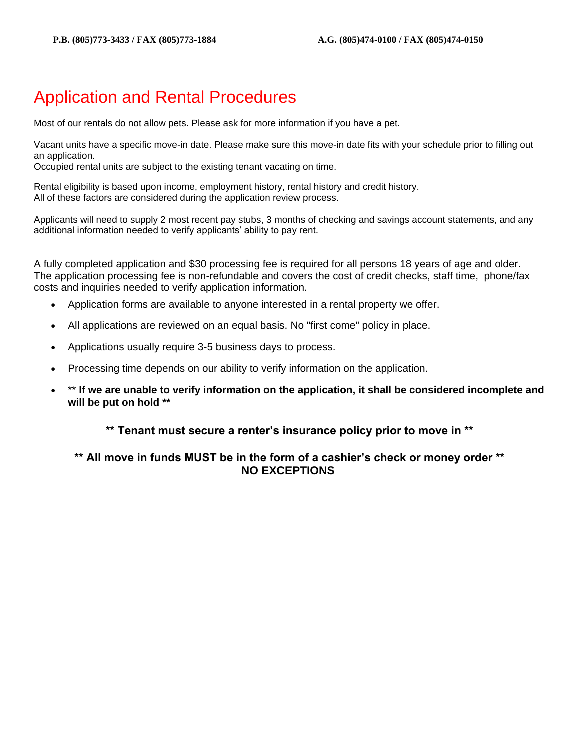**P.B. (805)773-3433 / FAX (805)773-1884** **A.G. (805)474-0100 / FAX (805)474-0150**

# Application and Rental Procedures

Most of our rentals do not allow pets. Please ask for more information if you have a pet.

Vacant units have a specific move-in date. Please make sure this move-in date fits with your schedule prior to filling out an application.
Occupied rental units are subject to the existing tenant vacating on time.

Rental eligibility is based upon income, employment history, rental history and credit history.
All of these factors are considered during the application review process.

Applicants will need to supply 2 most recent pay stubs, 3 months of checking and savings account statements, and any additional information needed to verify applicants' ability to pay rent.

A fully completed application and $30 processing fee is required for all persons 18 years of age and older. The application processing fee is non-refundable and covers the cost of credit checks, staff time, phone/fax costs and inquiries needed to verify application information.

- Application forms are available to anyone interested in a rental property we offer.
- All applications are reviewed on an equal basis. No "first come" policy in place.
- Applications usually require 3-5 business days to process.
- Processing time depends on our ability to verify information on the application.
- ** **If we are unable to verify information on the application, it shall be considered incomplete and will be put on hold \*\***

**\*\* Tenant must secure a renter's insurance policy prior to move in \*\***

**\*\* All move in funds MUST be in the form of a cashier's check or money order \*\***
**NO EXCEPTIONS**